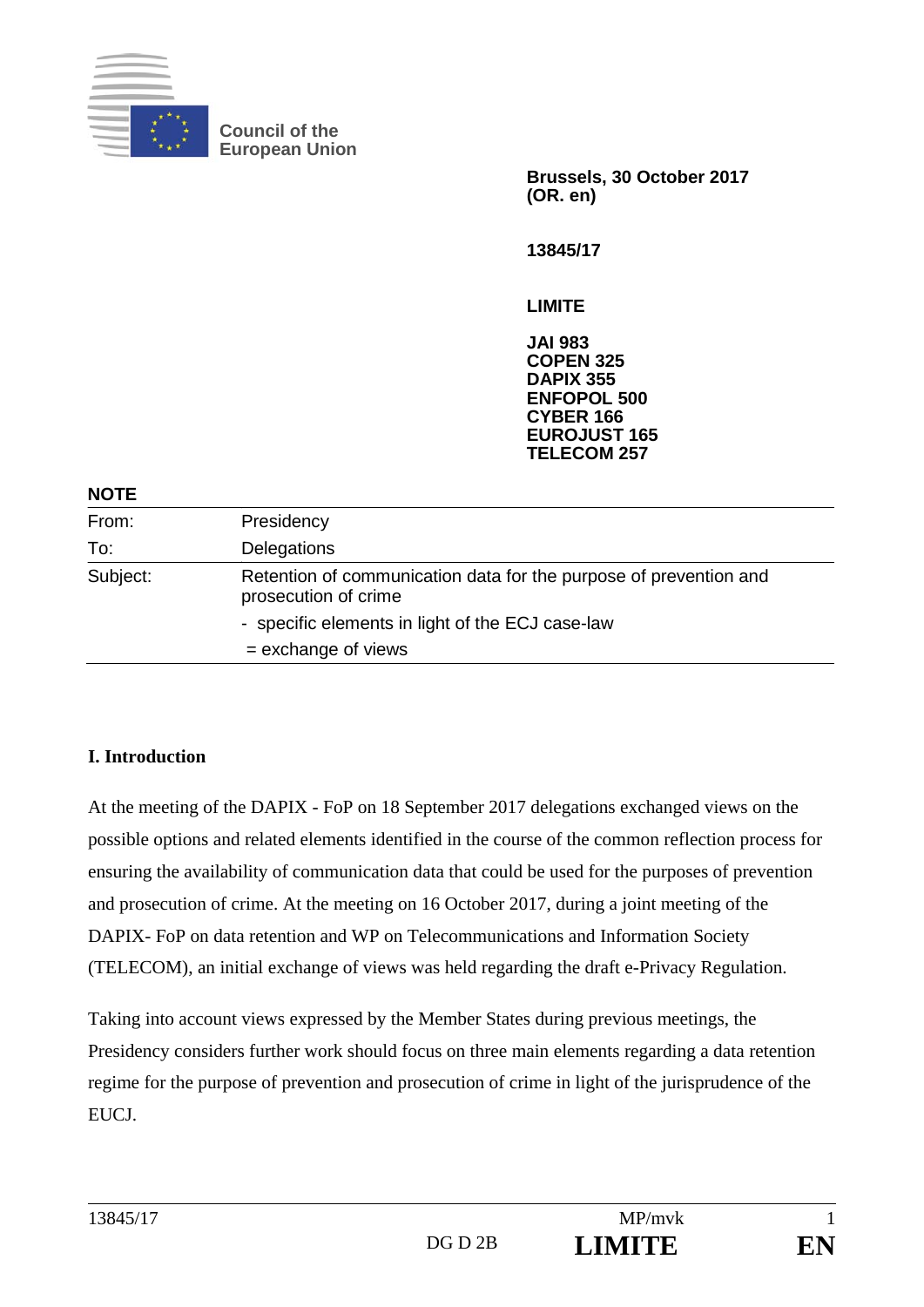Council of the European Union

**Brussels, 30 October 2017**
**(OR. en)**

**13845/17**

**LIMITE**

**JAI 983**
**COPEN 325**
**DAPIX 355**
**ENFOPOL 500**
**CYBER 166**
**EUROJUST 165**
**TELECOM 257**

**NOTE**

| | |
|---|---|
| From: | Presidency |
| To: | Delegations |
| Subject: | Retention of communication data for the purpose of prevention and prosecution of crime<br>- specific elements in light of the ECJ case-law<br>= exchange of views |

## I. Introduction

At the meeting of the DAPIX - FoP on 18 September 2017 delegations exchanged views on the possible options and related elements identified in the course of the common reflection process for ensuring the availability of communication data that could be used for the purposes of prevention and prosecution of crime. At the meeting on 16 October 2017, during a joint meeting of the DAPIX- FoP on data retention and WP on Telecommunications and Information Society (TELECOM), an initial exchange of views was held regarding the draft e-Privacy Regulation.

Taking into account views expressed by the Member States during previous meetings, the Presidency considers further work should focus on three main elements regarding a data retention regime for the purpose of prevention and prosecution of crime in light of the jurisprudence of the EUCJ.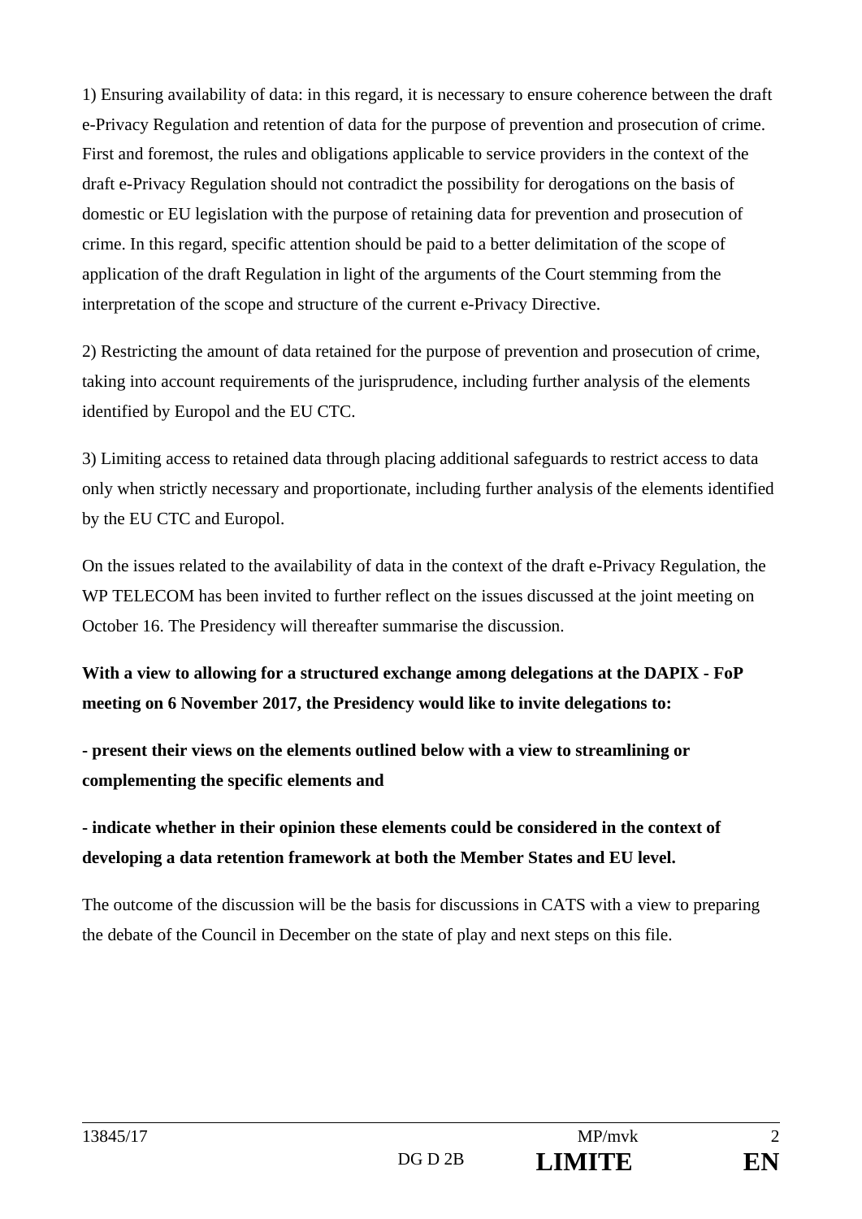1) Ensuring availability of data: in this regard, it is necessary to ensure coherence between the draft e-Privacy Regulation and retention of data for the purpose of prevention and prosecution of crime. First and foremost, the rules and obligations applicable to service providers in the context of the draft e-Privacy Regulation should not contradict the possibility for derogations on the basis of domestic or EU legislation with the purpose of retaining data for prevention and prosecution of crime. In this regard, specific attention should be paid to a better delimitation of the scope of application of the draft Regulation in light of the arguments of the Court stemming from the interpretation of the scope and structure of the current e-Privacy Directive.

2) Restricting the amount of data retained for the purpose of prevention and prosecution of crime, taking into account requirements of the jurisprudence, including further analysis of the elements identified by Europol and the EU CTC.

3) Limiting access to retained data through placing additional safeguards to restrict access to data only when strictly necessary and proportionate, including further analysis of the elements identified by the EU CTC and Europol.

On the issues related to the availability of data in the context of the draft e-Privacy Regulation, the WP TELECOM has been invited to further reflect on the issues discussed at the joint meeting on October 16. The Presidency will thereafter summarise the discussion.

**With a view to allowing for a structured exchange among delegations at the DAPIX - FoP meeting on 6 November 2017, the Presidency would like to invite delegations to:**

**- present their views on the elements outlined below with a view to streamlining or complementing the specific elements and**

**- indicate whether in their opinion these elements could be considered in the context of developing a data retention framework at both the Member States and EU level.**

The outcome of the discussion will be the basis for discussions in CATS with a view to preparing the debate of the Council in December on the state of play and next steps on this file.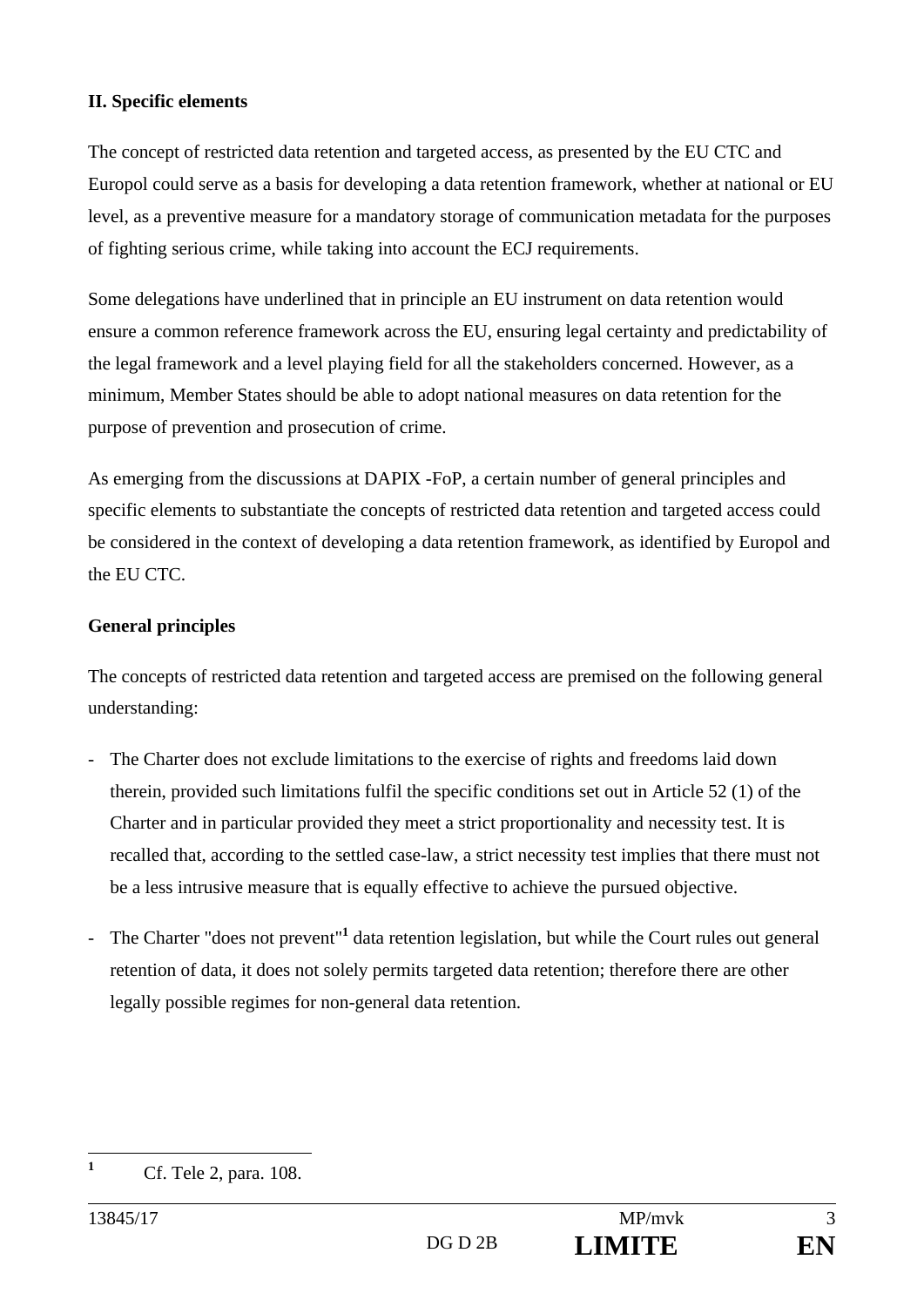## II. Specific elements

The concept of restricted data retention and targeted access, as presented by the EU CTC and Europol could serve as a basis for developing a data retention framework, whether at national or EU level, as a preventive measure for a mandatory storage of communication metadata for the purposes of fighting serious crime, while taking into account the ECJ requirements.

Some delegations have underlined that in principle an EU instrument on data retention would ensure a common reference framework across the EU, ensuring legal certainty and predictability of the legal framework and a level playing field for all the stakeholders concerned. However, as a minimum, Member States should be able to adopt national measures on data retention for the purpose of prevention and prosecution of crime.

As emerging from the discussions at DAPIX -FoP, a certain number of general principles and specific elements to substantiate the concepts of restricted data retention and targeted access could be considered in the context of developing a data retention framework, as identified by Europol and the EU CTC.

### General principles

The concepts of restricted data retention and targeted access are premised on the following general understanding:

- The Charter does not exclude limitations to the exercise of rights and freedoms laid down therein, provided such limitations fulfil the specific conditions set out in Article 52 (1) of the Charter and in particular provided they meet a strict proportionality and necessity test. It is recalled that, according to the settled case-law, a strict necessity test implies that there must not be a less intrusive measure that is equally effective to achieve the pursued objective.
- The Charter "does not prevent"[1] data retention legislation, but while the Court rules out general retention of data, it does not solely permits targeted data retention; therefore there are other legally possible regimes for non-general data retention.

[1] Cf. Tele 2, para. 108.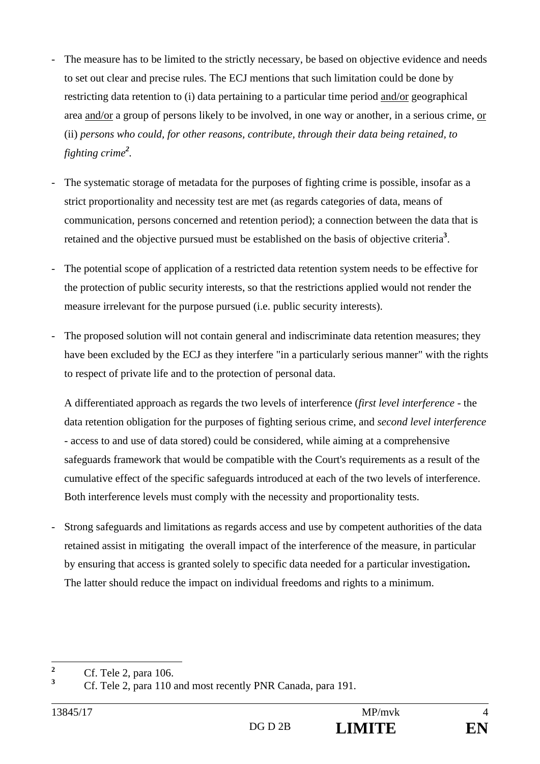- The measure has to be limited to the strictly necessary, be based on objective evidence and needs to set out clear and precise rules. The ECJ mentions that such limitation could be done by restricting data retention to (i) data pertaining to a particular time period and/or geographical area and/or a group of persons likely to be involved, in one way or another, in a serious crime, or (ii) *persons who could, for other reasons, contribute, through their data being retained, to fighting crime*[2].

- The systematic storage of metadata for the purposes of fighting crime is possible, insofar as a strict proportionality and necessity test are met (as regards categories of data, means of communication, persons concerned and retention period); a connection between the data that is retained and the objective pursued must be established on the basis of objective criteria[3].

- The potential scope of application of a restricted data retention system needs to be effective for the protection of public security interests, so that the restrictions applied would not render the measure irrelevant for the purpose pursued (i.e. public security interests).

- The proposed solution will not contain general and indiscriminate data retention measures; they have been excluded by the ECJ as they interfere "in a particularly serious manner" with the rights to respect of private life and to the protection of personal data.

  A differentiated approach as regards the two levels of interference (*first level interference* - the data retention obligation for the purposes of fighting serious crime, and *second level interference* - access to and use of data stored) could be considered, while aiming at a comprehensive safeguards framework that would be compatible with the Court's requirements as a result of the cumulative effect of the specific safeguards introduced at each of the two levels of interference. Both interference levels must comply with the necessity and proportionality tests.

- Strong safeguards and limitations as regards access and use by competent authorities of the data retained assist in mitigating the overall impact of the interference of the measure, in particular by ensuring that access is granted solely to specific data needed for a particular investigation**.** The latter should reduce the impact on individual freedoms and rights to a minimum.

---

[2] Cf. Tele 2, para 106.

[3] Cf. Tele 2, para 110 and most recently PNR Canada, para 191.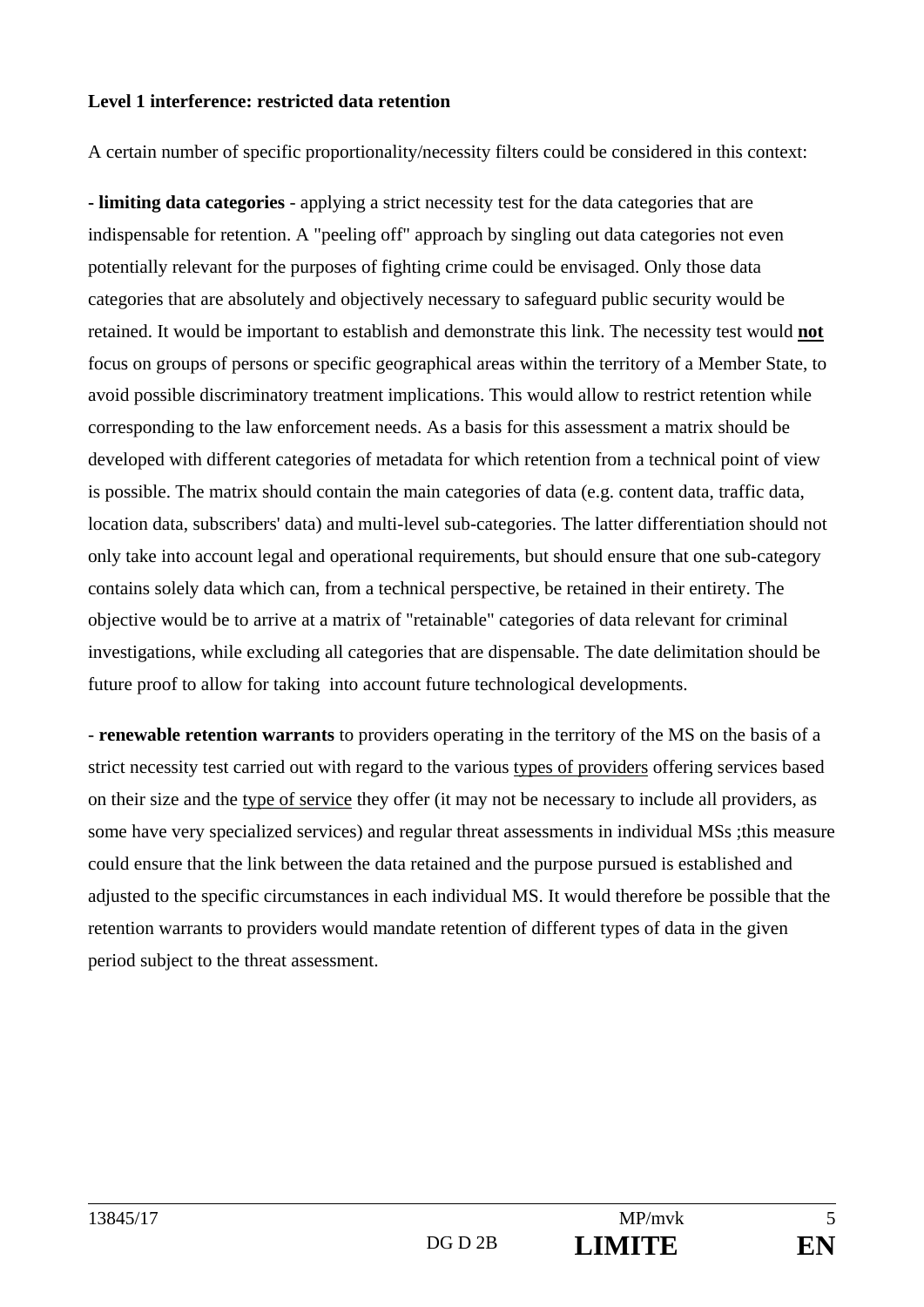**Level 1 interference: restricted data retention**

A certain number of specific proportionality/necessity filters could be considered in this context:

**- limiting data categories** - applying a strict necessity test for the data categories that are indispensable for retention. A "peeling off" approach by singling out data categories not even potentially relevant for the purposes of fighting crime could be envisaged. Only those data categories that are absolutely and objectively necessary to safeguard public security would be retained. It would be important to establish and demonstrate this link. The necessity test would <u>**not**</u> focus on groups of persons or specific geographical areas within the territory of a Member State, to avoid possible discriminatory treatment implications. This would allow to restrict retention while corresponding to the law enforcement needs. As a basis for this assessment a matrix should be developed with different categories of metadata for which retention from a technical point of view is possible. The matrix should contain the main categories of data (e.g. content data, traffic data, location data, subscribers' data) and multi-level sub-categories. The latter differentiation should not only take into account legal and operational requirements, but should ensure that one sub-category contains solely data which can, from a technical perspective, be retained in their entirety. The objective would be to arrive at a matrix of "retainable" categories of data relevant for criminal investigations, while excluding all categories that are dispensable. The date delimitation should be future proof to allow for taking into account future technological developments.

- **renewable retention warrants** to providers operating in the territory of the MS on the basis of a strict necessity test carried out with regard to the various <u>types of providers</u> offering services based on their size and the <u>type of service</u> they offer (it may not be necessary to include all providers, as some have very specialized services) and regular threat assessments in individual MSs ;this measure could ensure that the link between the data retained and the purpose pursued is established and adjusted to the specific circumstances in each individual MS. It would therefore be possible that the retention warrants to providers would mandate retention of different types of data in the given period subject to the threat assessment.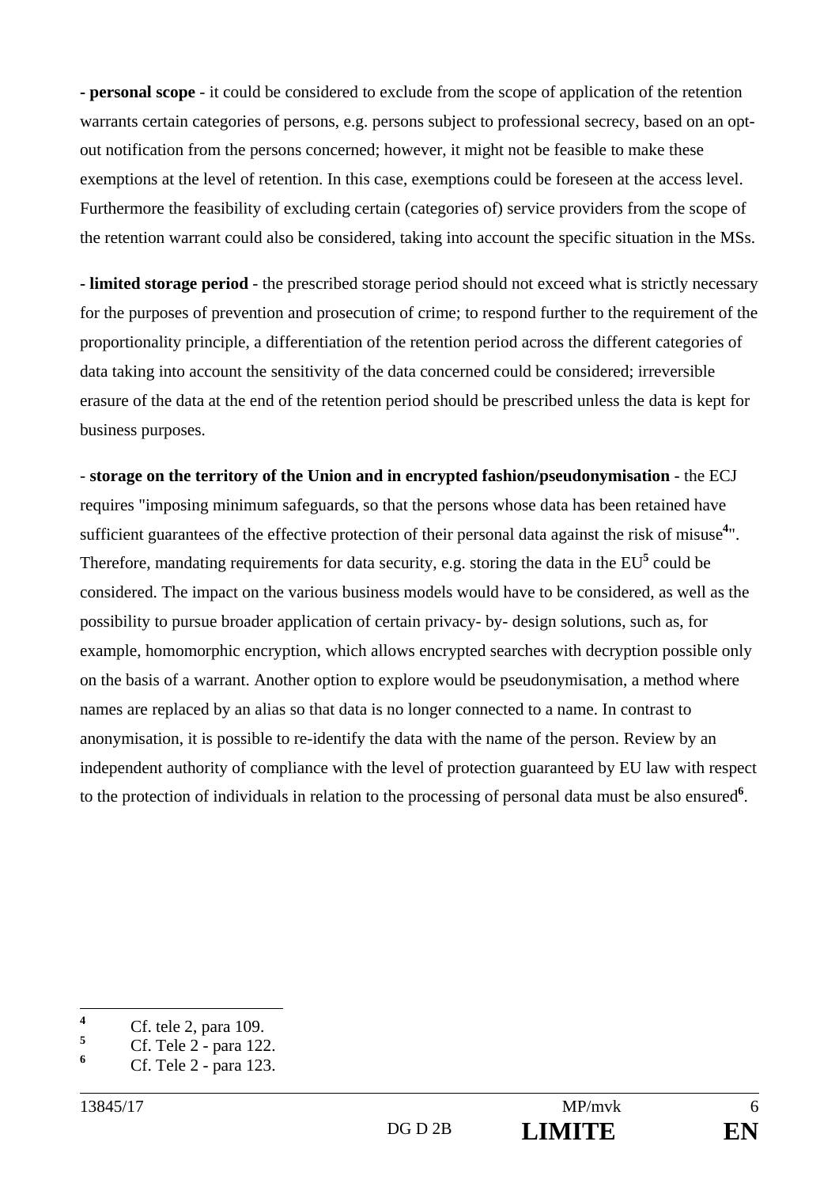**- personal scope** - it could be considered to exclude from the scope of application of the retention warrants certain categories of persons, e.g. persons subject to professional secrecy, based on an opt-out notification from the persons concerned; however, it might not be feasible to make these exemptions at the level of retention. In this case, exemptions could be foreseen at the access level. Furthermore the feasibility of excluding certain (categories of) service providers from the scope of the retention warrant could also be considered, taking into account the specific situation in the MSs.

**- limited storage period** - the prescribed storage period should not exceed what is strictly necessary for the purposes of prevention and prosecution of crime; to respond further to the requirement of the proportionality principle, a differentiation of the retention period across the different categories of data taking into account the sensitivity of the data concerned could be considered; irreversible erasure of the data at the end of the retention period should be prescribed unless the data is kept for business purposes.

- **storage on the territory of the Union and in encrypted fashion/pseudonymisation** - the ECJ requires "imposing minimum safeguards, so that the persons whose data has been retained have sufficient guarantees of the effective protection of their personal data against the risk of misuse[4]". Therefore, mandating requirements for data security, e.g. storing the data in the EU[5] could be considered. The impact on the various business models would have to be considered, as well as the possibility to pursue broader application of certain privacy- by- design solutions, such as, for example, homomorphic encryption, which allows encrypted searches with decryption possible only on the basis of a warrant. Another option to explore would be pseudonymisation, a method where names are replaced by an alias so that data is no longer connected to a name. In contrast to anonymisation, it is possible to re-identify the data with the name of the person. Review by an independent authority of compliance with the level of protection guaranteed by EU law with respect to the protection of individuals in relation to the processing of personal data must be also ensured[6].

---

[4] Cf. tele 2, para 109.

[5] Cf. Tele 2 - para 122.

[6] Cf. Tele 2 - para 123.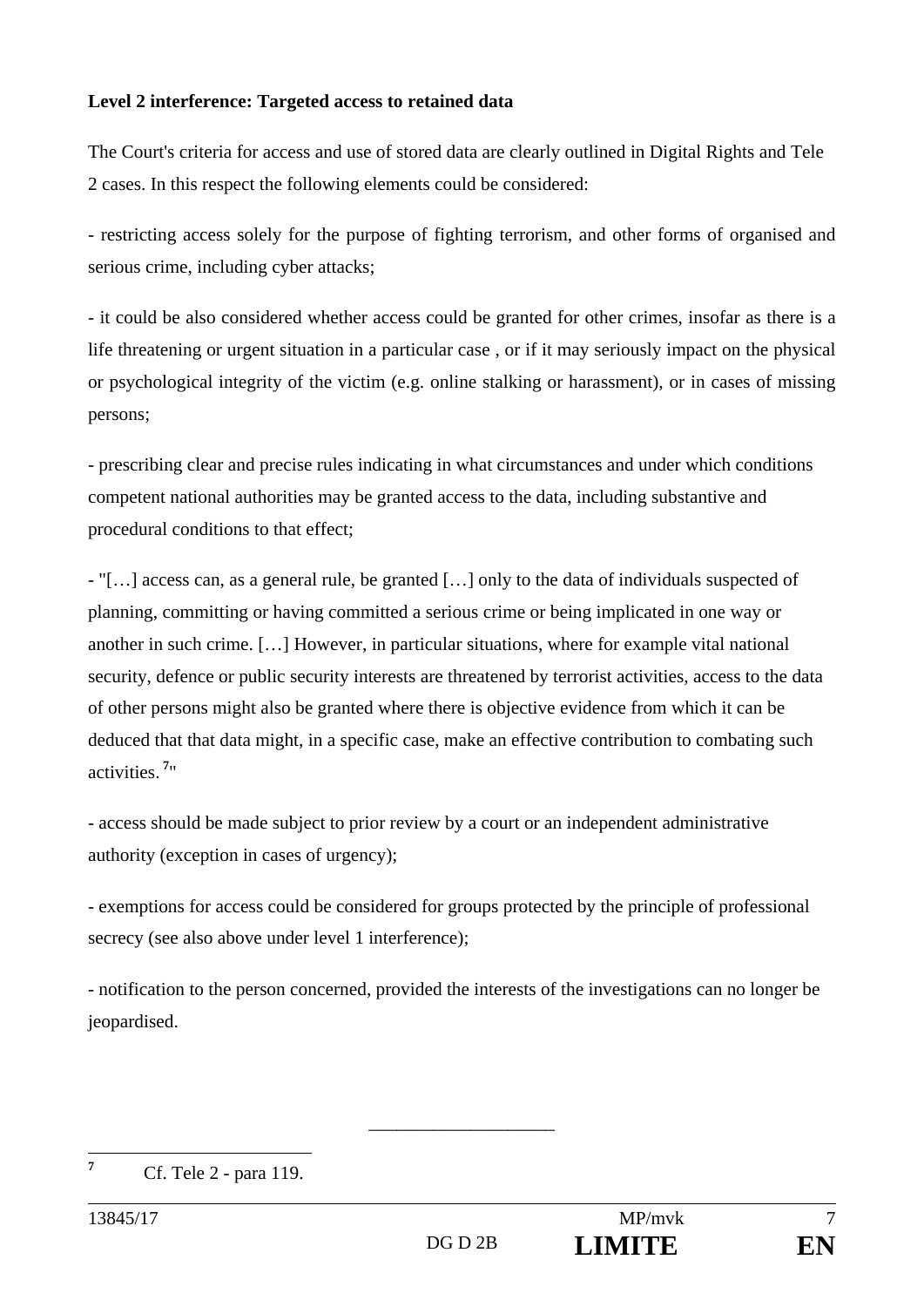**Level 2 interference: Targeted access to retained data**

The Court's criteria for access and use of stored data are clearly outlined in Digital Rights and Tele 2 cases. In this respect the following elements could be considered:

- restricting access solely for the purpose of fighting terrorism, and other forms of organised and serious crime, including cyber attacks;

- it could be also considered whether access could be granted for other crimes, insofar as there is a life threatening or urgent situation in a particular case , or if it may seriously impact on the physical or psychological integrity of the victim (e.g. online stalking or harassment), or in cases of missing persons;

- prescribing clear and precise rules indicating in what circumstances and under which conditions competent national authorities may be granted access to the data, including substantive and procedural conditions to that effect;

- "[…] access can, as a general rule, be granted […] only to the data of individuals suspected of planning, committing or having committed a serious crime or being implicated in one way or another in such crime. […] However, in particular situations, where for example vital national security, defence or public security interests are threatened by terrorist activities, access to the data of other persons might also be granted where there is objective evidence from which it can be deduced that that data might, in a specific case, make an effective contribution to combating such activities.[7]"

- access should be made subject to prior review by a court or an independent administrative authority (exception in cases of urgency);

- exemptions for access could be considered for groups protected by the principle of professional secrecy (see also above under level 1 interference);

- notification to the person concerned, provided the interests of the investigations can no longer be jeopardised.

---

[7] Cf. Tele 2 - para 119.